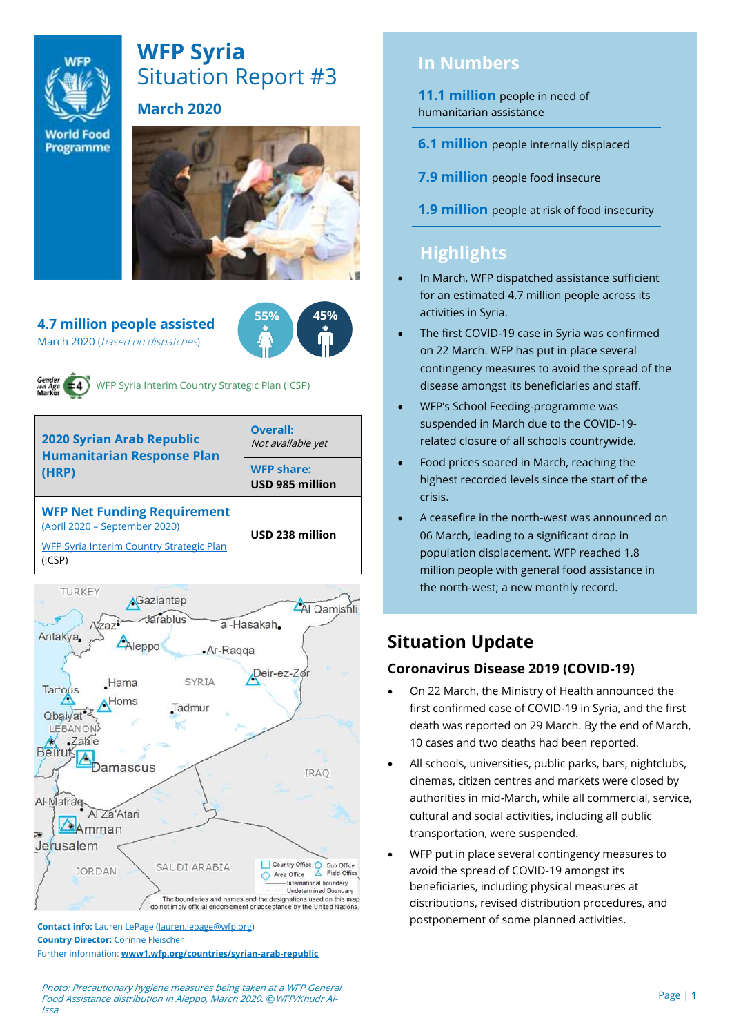# WFP Syria

## Situation Report #3

### March 2020

**4.7 million people assisted**

March 2020 (*based on dispatches*)

55% 45%

WFP Syria Interim Country Strategic Plan (ICSP)

| **2020 Syrian Arab Republic Humanitarian Response Plan (HRP)** | **Overall:** *Not available yet* |
|---|---|
| | **WFP share:** **USD 985 million** |
| **WFP Net Funding Requirement** (April 2020 – September 2020) WFP Syria Interim Country Strategic Plan (ICSP) | **USD 238 million** |

**Contact info:** Lauren LePage (lauren.lepage@wfp.org)
**Country Director:** Corinne Fleischer
Further information: **www1.wfp.org/countries/syrian-arab-republic**

*Photo: Precautionary hygiene measures being taken at a WFP General Food Assistance distribution in Aleppo, March 2020. ©WFP/Khudr Al-Issa*

## In Numbers

**11.1 million** people in need of humanitarian assistance

**6.1 million** people internally displaced

**7.9 million** people food insecure

**1.9 million** people at risk of food insecurity

## Highlights

- In March, WFP dispatched assistance sufficient for an estimated 4.7 million people across its activities in Syria.
- The first COVID-19 case in Syria was confirmed on 22 March. WFP has put in place several contingency measures to avoid the spread of the disease amongst its beneficiaries and staff.
- WFP's School Feeding-programme was suspended in March due to the COVID-19-related closure of all schools countrywide.
- Food prices soared in March, reaching the highest recorded levels since the start of the crisis.
- A ceasefire in the north-west was announced on 06 March, leading to a significant drop in population displacement. WFP reached 1.8 million people with general food assistance in the north-west; a new monthly record.

## Situation Update

### Coronavirus Disease 2019 (COVID-19)

- On 22 March, the Ministry of Health announced the first confirmed case of COVID-19 in Syria, and the first death was reported on 29 March. By the end of March, 10 cases and two deaths had been reported.
- All schools, universities, public parks, bars, nightclubs, cinemas, citizen centres and markets were closed by authorities in mid-March, while all commercial, service, cultural and social activities, including all public transportation, were suspended.
- WFP put in place several contingency measures to avoid the spread of COVID-19 amongst its beneficiaries, including physical measures at distributions, revised distribution procedures, and postponement of some planned activities.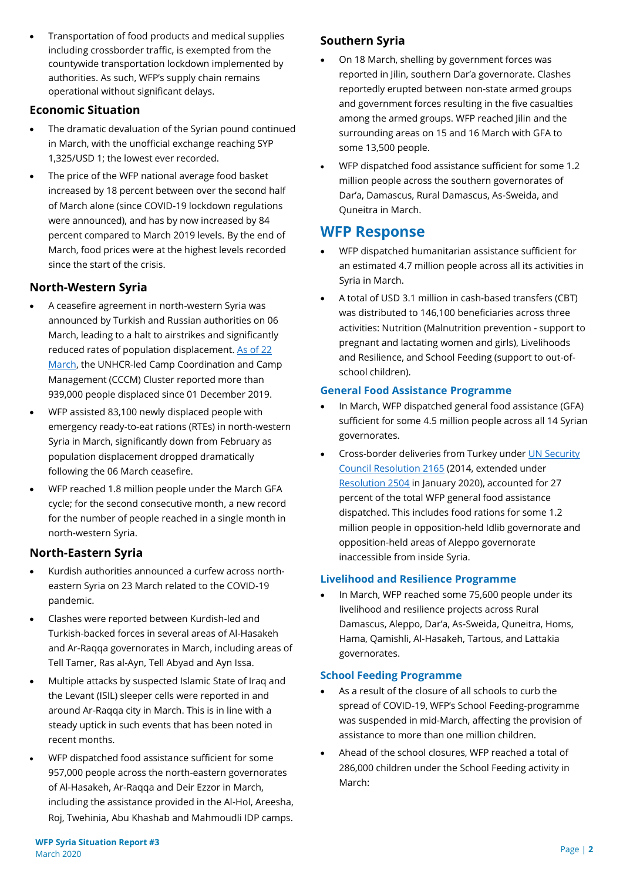- Transportation of food products and medical supplies including crossborder traffic, is exempted from the countywide transportation lockdown implemented by authorities. As such, WFP's supply chain remains operational without significant delays.

## Economic Situation

- The dramatic devaluation of the Syrian pound continued in March, with the unofficial exchange reaching SYP 1,325/USD 1; the lowest ever recorded.
- The price of the WFP national average food basket increased by 18 percent between over the second half of March alone (since COVID-19 lockdown regulations were announced), and has by now increased by 84 percent compared to March 2019 levels. By the end of March, food prices were at the highest levels recorded since the start of the crisis.

## North-Western Syria

- A ceasefire agreement in north-western Syria was announced by Turkish and Russian authorities on 06 March, leading to a halt to airstrikes and significantly reduced rates of population displacement. As of 22 March, the UNHCR-led Camp Coordination and Camp Management (CCCM) Cluster reported more than 939,000 people displaced since 01 December 2019.
- WFP assisted 83,100 newly displaced people with emergency ready-to-eat rations (RTEs) in north-western Syria in March, significantly down from February as population displacement dropped dramatically following the 06 March ceasefire.
- WFP reached 1.8 million people under the March GFA cycle; for the second consecutive month, a new record for the number of people reached in a single month in north-western Syria.

## North-Eastern Syria

- Kurdish authorities announced a curfew across north-eastern Syria on 23 March related to the COVID-19 pandemic.
- Clashes were reported between Kurdish-led and Turkish-backed forces in several areas of Al-Hasakeh and Ar-Raqqa governorates in March, including areas of Tell Tamer, Ras al-Ayn, Tell Abyad and Ayn Issa.
- Multiple attacks by suspected Islamic State of Iraq and the Levant (ISIL) sleeper cells were reported in and around Ar-Raqqa city in March. This is in line with a steady uptick in such events that has been noted in recent months.
- WFP dispatched food assistance sufficient for some 957,000 people across the north-eastern governorates of Al-Hasakeh, Ar-Raqqa and Deir Ezzor in March, including the assistance provided in the Al-Hol, Areesha, Roj, Twehinia, Abu Khashab and Mahmoudli IDP camps.

## Southern Syria

- On 18 March, shelling by government forces was reported in Jilin, southern Dar'a governorate. Clashes reportedly erupted between non-state armed groups and government forces resulting in the five casualties among the armed groups. WFP reached Jilin and the surrounding areas on 15 and 16 March with GFA to some 13,500 people.
- WFP dispatched food assistance sufficient for some 1.2 million people across the southern governorates of Dar'a, Damascus, Rural Damascus, As-Sweida, and Quneitra in March.

# WFP Response

- WFP dispatched humanitarian assistance sufficient for an estimated 4.7 million people across all its activities in Syria in March.
- A total of USD 3.1 million in cash-based transfers (CBT) was distributed to 146,100 beneficiaries across three activities: Nutrition (Malnutrition prevention - support to pregnant and lactating women and girls), Livelihoods and Resilience, and School Feeding (support to out-of-school children).

### General Food Assistance Programme

- In March, WFP dispatched general food assistance (GFA) sufficient for some 4.5 million people across all 14 Syrian governorates.
- Cross-border deliveries from Turkey under UN Security Council Resolution 2165 (2014, extended under Resolution 2504 in January 2020), accounted for 27 percent of the total WFP general food assistance dispatched. This includes food rations for some 1.2 million people in opposition-held Idlib governorate and opposition-held areas of Aleppo governorate inaccessible from inside Syria.

### Livelihood and Resilience Programme

- In March, WFP reached some 75,600 people under its livelihood and resilience projects across Rural Damascus, Aleppo, Dar'a, As-Sweida, Quneitra, Homs, Hama, Qamishli, Al-Hasakeh, Tartous, and Lattakia governorates.

### School Feeding Programme

- As a result of the closure of all schools to curb the spread of COVID-19, WFP's School Feeding-programme was suspended in mid-March, affecting the provision of assistance to more than one million children.
- Ahead of the school closures, WFP reached a total of 286,000 children under the School Feeding activity in March: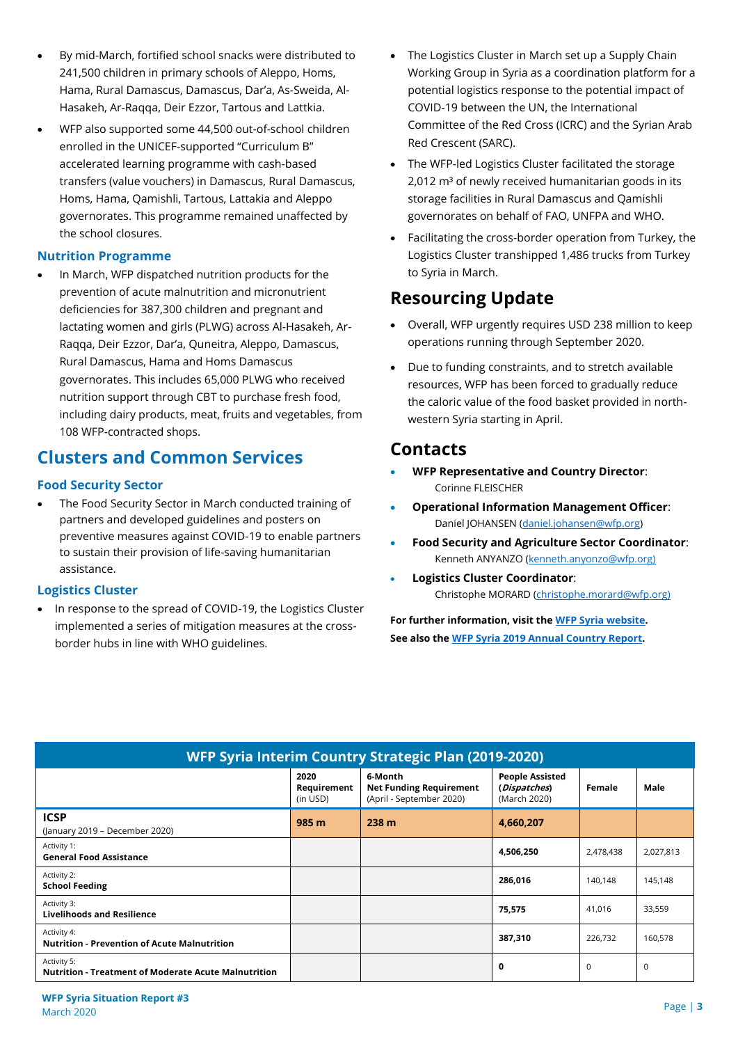- By mid-March, fortified school snacks were distributed to 241,500 children in primary schools of Aleppo, Homs, Hama, Rural Damascus, Damascus, Dar'a, As-Sweida, Al-Hasakeh, Ar-Raqqa, Deir Ezzor, Tartous and Lattkia.
- WFP also supported some 44,500 out-of-school children enrolled in the UNICEF-supported "Curriculum B" accelerated learning programme with cash-based transfers (value vouchers) in Damascus, Rural Damascus, Homs, Hama, Qamishli, Tartous, Lattakia and Aleppo governorates. This programme remained unaffected by the school closures.

### Nutrition Programme

- In March, WFP dispatched nutrition products for the prevention of acute malnutrition and micronutrient deficiencies for 387,300 children and pregnant and lactating women and girls (PLWG) across Al-Hasakeh, Ar-Raqqa, Deir Ezzor, Dar'a, Quneitra, Aleppo, Damascus, Rural Damascus, Hama and Homs Damascus governorates. This includes 65,000 PLWG who received nutrition support through CBT to purchase fresh food, including dairy products, meat, fruits and vegetables, from 108 WFP-contracted shops.

## Clusters and Common Services

### Food Security Sector

- The Food Security Sector in March conducted training of partners and developed guidelines and posters on preventive measures against COVID-19 to enable partners to sustain their provision of life-saving humanitarian assistance.

### Logistics Cluster

- In response to the spread of COVID-19, the Logistics Cluster implemented a series of mitigation measures at the cross-border hubs in line with WHO guidelines.
- The Logistics Cluster in March set up a Supply Chain Working Group in Syria as a coordination platform for a potential logistics response to the potential impact of COVID-19 between the UN, the International Committee of the Red Cross (ICRC) and the Syrian Arab Red Crescent (SARC).
- The WFP-led Logistics Cluster facilitated the storage 2,012 m³ of newly received humanitarian goods in its storage facilities in Rural Damascus and Qamishli governorates on behalf of FAO, UNFPA and WHO.
- Facilitating the cross-border operation from Turkey, the Logistics Cluster transhipped 1,486 trucks from Turkey to Syria in March.

## Resourcing Update

- Overall, WFP urgently requires USD 238 million to keep operations running through September 2020.
- Due to funding constraints, and to stretch available resources, WFP has been forced to gradually reduce the caloric value of the food basket provided in north-western Syria starting in April.

## Contacts

- **WFP Representative and Country Director**: Corinne FLEISCHER
- **Operational Information Management Officer**: Daniel JOHANSEN (daniel.johansen@wfp.org)
- **Food Security and Agriculture Sector Coordinator**: Kenneth ANYANZO (kenneth.anyonzo@wfp.org)
- **Logistics Cluster Coordinator**: Christophe MORARD (christophe.morard@wfp.org)

**For further information, visit the WFP Syria website.**
**See also the WFP Syria 2019 Annual Country Report.**

**WFP Syria Interim Country Strategic Plan (2019-2020)**

| | 2020 Requirement (in USD) | 6-Month Net Funding Requirement (April - September 2020) | People Assisted (*Dispatches*) (March 2020) | Female | Male |
|---|---|---|---|---|---|
| **ICSP** (January 2019 – December 2020) | **985 m** | **238 m** | **4,660,207** | | |
| Activity 1: **General Food Assistance** | | | **4,506,250** | 2,478,438 | 2,027,813 |
| Activity 2: **School Feeding** | | | **286,016** | 140,148 | 145,148 |
| Activity 3: **Livelihoods and Resilience** | | | **75,575** | 41,016 | 33,559 |
| Activity 4: **Nutrition - Prevention of Acute Malnutrition** | | | **387,310** | 226,732 | 160,578 |
| Activity 5: **Nutrition - Treatment of Moderate Acute Malnutrition** | | | **0** | 0 | 0 |